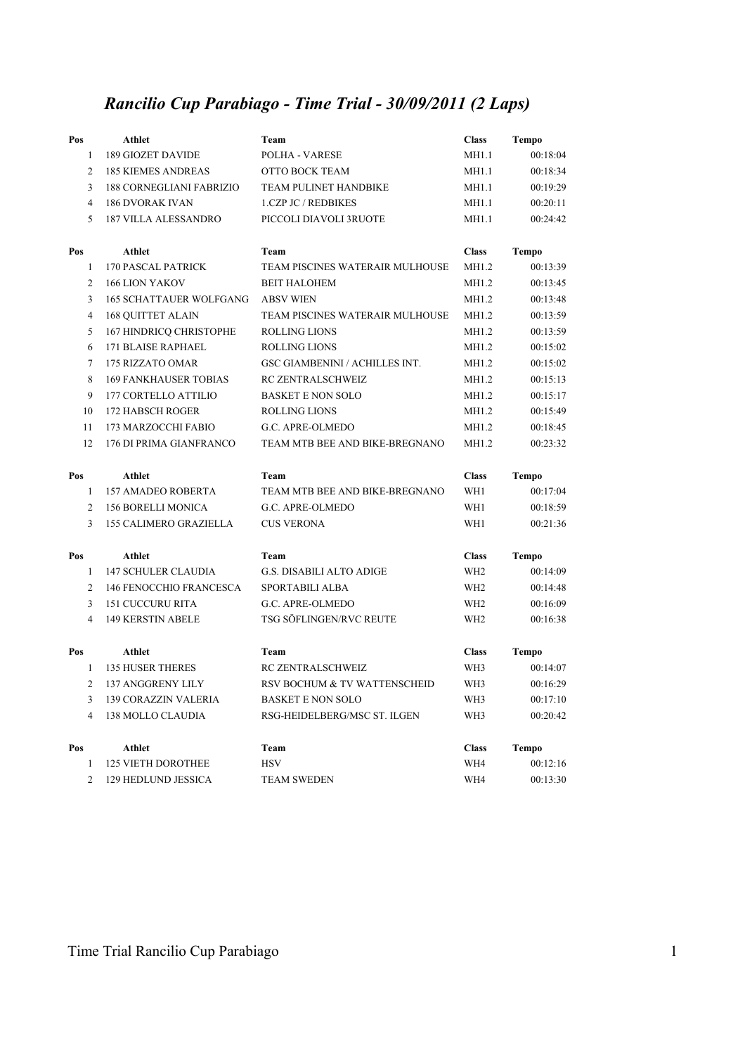# *Rancilio Cup Parabiago - Time Trial - 30/09/2011 (2 Laps)*

| Pos | Athlet | Team | Class | Tempo |
|---|---|---|---|---|
| 1 | 189 GIOZET DAVIDE | POLHA - VARESE | MH1.1 | 00:18:04 |
| 2 | 185 KIEMES ANDREAS | OTTO BOCK TEAM | MH1.1 | 00:18:34 |
| 3 | 188 CORNEGLIANI FABRIZIO | TEAM PULINET HANDBIKE | MH1.1 | 00:19:29 |
| 4 | 186 DVORAK IVAN | 1.CZP JC / REDBIKES | MH1.1 | 00:20:11 |
| 5 | 187 VILLA ALESSANDRO | PICCOLI DIAVOLI 3RUOTE | MH1.1 | 00:24:42 |

| Pos | Athlet | Team | Class | Tempo |
|---|---|---|---|---|
| 1 | 170 PASCAL PATRICK | TEAM PISCINES WATERAIR MULHOUSE | MH1.2 | 00:13:39 |
| 2 | 166 LION YAKOV | BEIT HALOHEM | MH1.2 | 00:13:45 |
| 3 | 165 SCHATTAUER WOLFGANG | ABSV WIEN | MH1.2 | 00:13:48 |
| 4 | 168 QUITTET ALAIN | TEAM PISCINES WATERAIR MULHOUSE | MH1.2 | 00:13:59 |
| 5 | 167 HINDRICQ CHRISTOPHE | ROLLING LIONS | MH1.2 | 00:13:59 |
| 6 | 171 BLAISE RAPHAEL | ROLLING LIONS | MH1.2 | 00:15:02 |
| 7 | 175 RIZZATO OMAR | GSC GIAMBENINI / ACHILLES INT. | MH1.2 | 00:15:02 |
| 8 | 169 FANKHAUSER TOBIAS | RC ZENTRALSCHWEIZ | MH1.2 | 00:15:13 |
| 9 | 177 CORTELLO ATTILIO | BASKET E NON SOLO | MH1.2 | 00:15:17 |
| 10 | 172 HABSCH ROGER | ROLLING LIONS | MH1.2 | 00:15:49 |
| 11 | 173 MARZOCCHI FABIO | G.C. APRE-OLMEDO | MH1.2 | 00:18:45 |
| 12 | 176 DI PRIMA GIANFRANCO | TEAM MTB BEE AND BIKE-BREGNANO | MH1.2 | 00:23:32 |

| Pos | Athlet | Team | Class | Tempo |
|---|---|---|---|---|
| 1 | 157 AMADEO ROBERTA | TEAM MTB BEE AND BIKE-BREGNANO | WH1 | 00:17:04 |
| 2 | 156 BORELLI MONICA | G.C. APRE-OLMEDO | WH1 | 00:18:59 |
| 3 | 155 CALIMERO GRAZIELLA | CUS VERONA | WH1 | 00:21:36 |

| Pos | Athlet | Team | Class | Tempo |
|---|---|---|---|---|
| 1 | 147 SCHULER CLAUDIA | G.S. DISABILI ALTO ADIGE | WH2 | 00:14:09 |
| 2 | 146 FENOCCHIO FRANCESCA | SPORTABILI ALBA | WH2 | 00:14:48 |
| 3 | 151 CUCCURU RITA | G.C. APRE-OLMEDO | WH2 | 00:16:09 |
| 4 | 149 KERSTIN ABELE | TSG SÖFLINGEN/RVC REUTE | WH2 | 00:16:38 |

| Pos | Athlet | Team | Class | Tempo |
|---|---|---|---|---|
| 1 | 135 HUSER THERES | RC ZENTRALSCHWEIZ | WH3 | 00:14:07 |
| 2 | 137 ANGGRENY LILY | RSV BOCHUM & TV WATTENSCHEID | WH3 | 00:16:29 |
| 3 | 139 CORAZZIN VALERIA | BASKET E NON SOLO | WH3 | 00:17:10 |
| 4 | 138 MOLLO CLAUDIA | RSG-HEIDELBERG/MSC ST. ILGEN | WH3 | 00:20:42 |

| Pos | Athlet | Team | Class | Tempo |
|---|---|---|---|---|
| 1 | 125 VIETH DOROTHEE | HSV | WH4 | 00:12:16 |
| 2 | 129 HEDLUND JESSICA | TEAM SWEDEN | WH4 | 00:13:30 |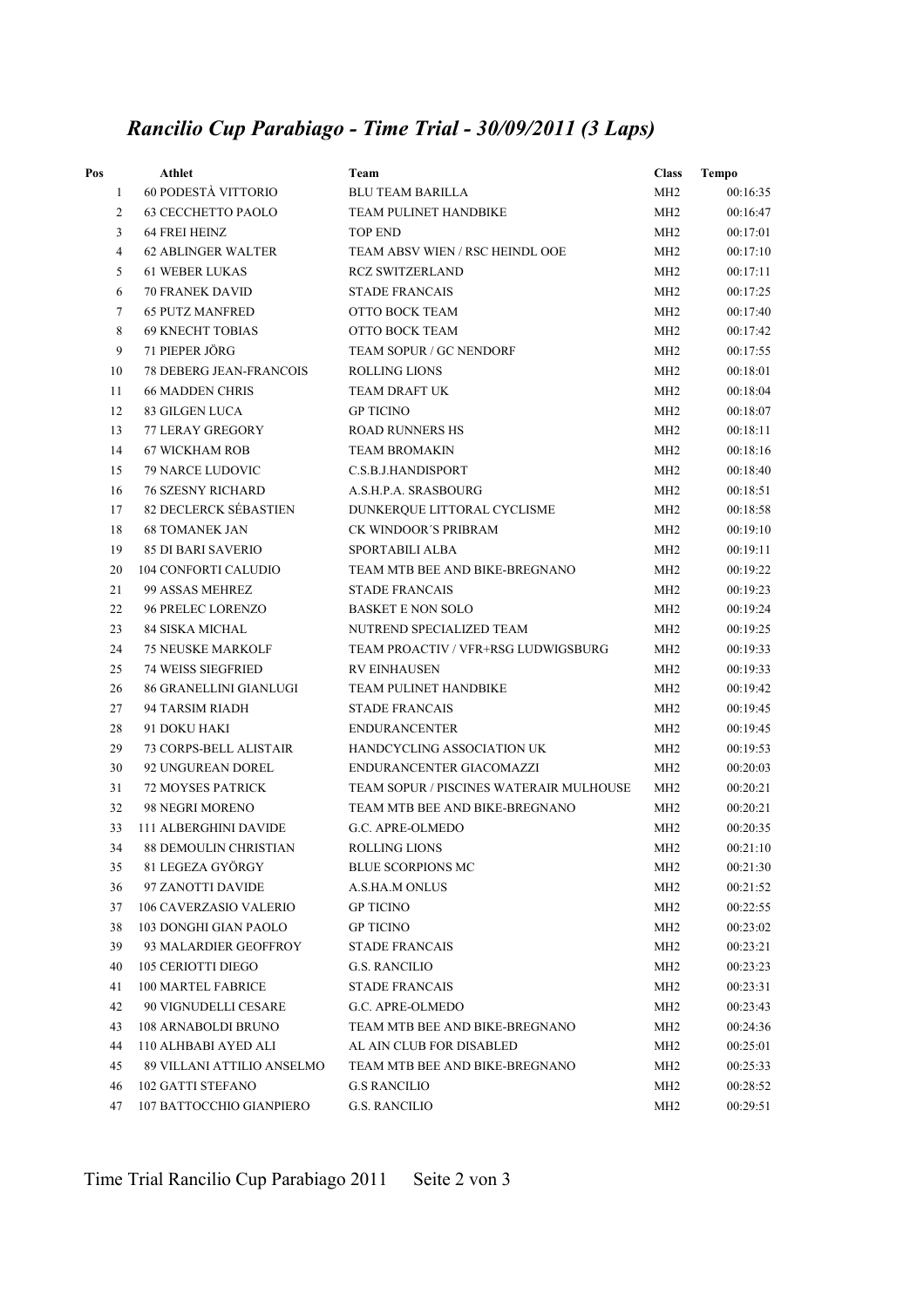# *Rancilio Cup Parabiago - Time Trial - 30/09/2011 (3 Laps)*

| Pos | Athlet | Team | Class | Tempo |
|---|---|---|---|---|
| 1 | 60 PODESTÀ VITTORIO | BLU TEAM BARILLA | MH2 | 00:16:35 |
| 2 | 63 CECCHETTO PAOLO | TEAM PULINET HANDBIKE | MH2 | 00:16:47 |
| 3 | 64 FREI HEINZ | TOP END | MH2 | 00:17:01 |
| 4 | 62 ABLINGER WALTER | TEAM ABSV WIEN / RSC HEINDL OOE | MH2 | 00:17:10 |
| 5 | 61 WEBER LUKAS | RCZ SWITZERLAND | MH2 | 00:17:11 |
| 6 | 70 FRANEK DAVID | STADE FRANCAIS | MH2 | 00:17:25 |
| 7 | 65 PUTZ MANFRED | OTTO BOCK TEAM | MH2 | 00:17:40 |
| 8 | 69 KNECHT TOBIAS | OTTO BOCK TEAM | MH2 | 00:17:42 |
| 9 | 71 PIEPER JÖRG | TEAM SOPUR / GC NENDORF | MH2 | 00:17:55 |
| 10 | 78 DEBERG JEAN-FRANCOIS | ROLLING LIONS | MH2 | 00:18:01 |
| 11 | 66 MADDEN CHRIS | TEAM DRAFT UK | MH2 | 00:18:04 |
| 12 | 83 GILGEN LUCA | GP TICINO | MH2 | 00:18:07 |
| 13 | 77 LERAY GREGORY | ROAD RUNNERS HS | MH2 | 00:18:11 |
| 14 | 67 WICKHAM ROB | TEAM BROMAKIN | MH2 | 00:18:16 |
| 15 | 79 NARCE LUDOVIC | C.S.B.J.HANDISPORT | MH2 | 00:18:40 |
| 16 | 76 SZESNY RICHARD | A.S.H.P.A. SRASBOURG | MH2 | 00:18:51 |
| 17 | 82 DECLERCK SÉBASTIEN | DUNKERQUE LITTORAL CYCLISME | MH2 | 00:18:58 |
| 18 | 68 TOMANEK JAN | CK WINDOOR´S PRIBRAM | MH2 | 00:19:10 |
| 19 | 85 DI BARI SAVERIO | SPORTABILI ALBA | MH2 | 00:19:11 |
| 20 | 104 CONFORTI CALUDIO | TEAM MTB BEE AND BIKE-BREGNANO | MH2 | 00:19:22 |
| 21 | 99 ASSAS MEHREZ | STADE FRANCAIS | MH2 | 00:19:23 |
| 22 | 96 PRELEC LORENZO | BASKET E NON SOLO | MH2 | 00:19:24 |
| 23 | 84 SISKA MICHAL | NUTREND SPECIALIZED TEAM | MH2 | 00:19:25 |
| 24 | 75 NEUSKE MARKOLF | TEAM PROACTIV / VFR+RSG LUDWIGSBURG | MH2 | 00:19:33 |
| 25 | 74 WEISS SIEGFRIED | RV EINHAUSEN | MH2 | 00:19:33 |
| 26 | 86 GRANELLINI GIANLUGI | TEAM PULINET HANDBIKE | MH2 | 00:19:42 |
| 27 | 94 TARSIM RIADH | STADE FRANCAIS | MH2 | 00:19:45 |
| 28 | 91 DOKU HAKI | ENDURANCENTER | MH2 | 00:19:45 |
| 29 | 73 CORPS-BELL ALISTAIR | HANDCYCLING ASSOCIATION UK | MH2 | 00:19:53 |
| 30 | 92 UNGUREAN DOREL | ENDURANCENTER GIACOMAZZI | MH2 | 00:20:03 |
| 31 | 72 MOYSES PATRICK | TEAM SOPUR / PISCINES WATERAIR MULHOUSE | MH2 | 00:20:21 |
| 32 | 98 NEGRI MORENO | TEAM MTB BEE AND BIKE-BREGNANO | MH2 | 00:20:21 |
| 33 | 111 ALBERGHINI DAVIDE | G.C. APRE-OLMEDO | MH2 | 00:20:35 |
| 34 | 88 DEMOULIN CHRISTIAN | ROLLING LIONS | MH2 | 00:21:10 |
| 35 | 81 LEGEZA GYÖRGY | BLUE SCORPIONS MC | MH2 | 00:21:30 |
| 36 | 97 ZANOTTI DAVIDE | A.S.HA.M ONLUS | MH2 | 00:21:52 |
| 37 | 106 CAVERZASIO VALERIO | GP TICINO | MH2 | 00:22:55 |
| 38 | 103 DONGHI GIAN PAOLO | GP TICINO | MH2 | 00:23:02 |
| 39 | 93 MALARDIER GEOFFROY | STADE FRANCAIS | MH2 | 00:23:21 |
| 40 | 105 CERIOTTI DIEGO | G.S. RANCILIO | MH2 | 00:23:23 |
| 41 | 100 MARTEL FABRICE | STADE FRANCAIS | MH2 | 00:23:31 |
| 42 | 90 VIGNUDELLI CESARE | G.C. APRE-OLMEDO | MH2 | 00:23:43 |
| 43 | 108 ARNABOLDI BRUNO | TEAM MTB BEE AND BIKE-BREGNANO | MH2 | 00:24:36 |
| 44 | 110 ALHBABI AYED ALI | AL AIN CLUB FOR DISABLED | MH2 | 00:25:01 |
| 45 | 89 VILLANI ATTILIO ANSELMO | TEAM MTB BEE AND BIKE-BREGNANO | MH2 | 00:25:33 |
| 46 | 102 GATTI STEFANO | G.S RANCILIO | MH2 | 00:28:52 |
| 47 | 107 BATTOCCHIO GIANPIERO | G.S. RANCILIO | MH2 | 00:29:51 |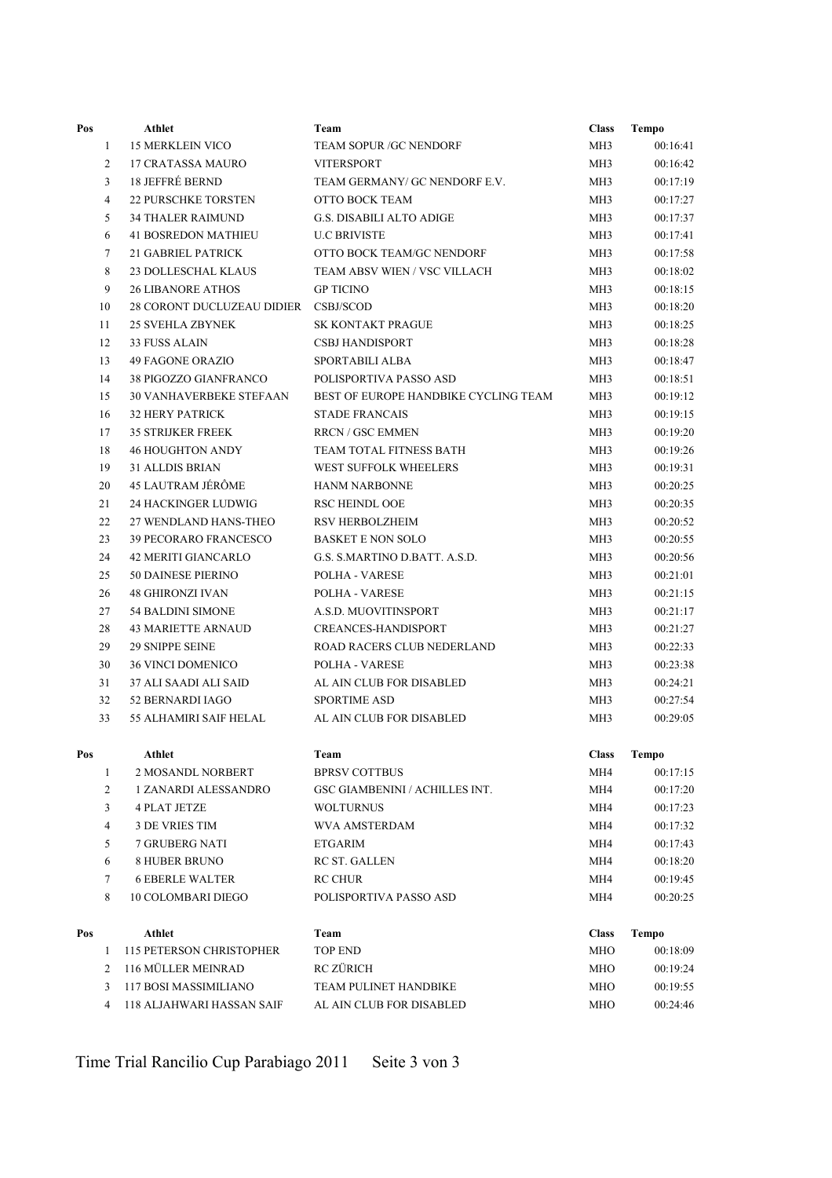| Pos | Athlet | Team | Class | Tempo |
|---|---|---|---|---|
| 1 | 15 MERKLEIN VICO | TEAM SOPUR /GC NENDORF | MH3 | 00:16:41 |
| 2 | 17 CRATASSA MAURO | VITERSPORT | MH3 | 00:16:42 |
| 3 | 18 JEFFRÉ BERND | TEAM GERMANY/ GC NENDORF E.V. | MH3 | 00:17:19 |
| 4 | 22 PURSCHKE TORSTEN | OTTO BOCK TEAM | MH3 | 00:17:27 |
| 5 | 34 THALER RAIMUND | G.S. DISABILI ALTO ADIGE | MH3 | 00:17:37 |
| 6 | 41 BOSREDON MATHIEU | U.C BRIVISTE | MH3 | 00:17:41 |
| 7 | 21 GABRIEL PATRICK | OTTO BOCK TEAM/GC NENDORF | MH3 | 00:17:58 |
| 8 | 23 DOLLESCHAL KLAUS | TEAM ABSV WIEN / VSC VILLACH | MH3 | 00:18:02 |
| 9 | 26 LIBANORE ATHOS | GP TICINO | MH3 | 00:18:15 |
| 10 | 28 CORONT DUCLUZEAU DIDIER | CSBJ/SCOD | MH3 | 00:18:20 |
| 11 | 25 SVEHLA ZBYNEK | SK KONTAKT PRAGUE | MH3 | 00:18:25 |
| 12 | 33 FUSS ALAIN | CSBJ HANDISPORT | MH3 | 00:18:28 |
| 13 | 49 FAGONE ORAZIO | SPORTABILI ALBA | MH3 | 00:18:47 |
| 14 | 38 PIGOZZO GIANFRANCO | POLISPORTIVA PASSO ASD | MH3 | 00:18:51 |
| 15 | 30 VANHAVERBEKE STEFAAN | BEST OF EUROPE HANDBIKE CYCLING TEAM | MH3 | 00:19:12 |
| 16 | 32 HERY PATRICK | STADE FRANCAIS | MH3 | 00:19:15 |
| 17 | 35 STRIJKER FREEK | RRCN / GSC EMMEN | MH3 | 00:19:20 |
| 18 | 46 HOUGHTON ANDY | TEAM TOTAL FITNESS BATH | MH3 | 00:19:26 |
| 19 | 31 ALLDIS BRIAN | WEST SUFFOLK WHEELERS | MH3 | 00:19:31 |
| 20 | 45 LAUTRAM JÉRÔME | HANM NARBONNE | MH3 | 00:20:25 |
| 21 | 24 HACKINGER LUDWIG | RSC HEINDL OOE | MH3 | 00:20:35 |
| 22 | 27 WENDLAND HANS-THEO | RSV HERBOLZHEIM | MH3 | 00:20:52 |
| 23 | 39 PECORARO FRANCESCO | BASKET E NON SOLO | MH3 | 00:20:55 |
| 24 | 42 MERITI GIANCARLO | G.S. S.MARTINO D.BATT. A.S.D. | MH3 | 00:20:56 |
| 25 | 50 DAINESE PIERINO | POLHA - VARESE | MH3 | 00:21:01 |
| 26 | 48 GHIRONZI IVAN | POLHA - VARESE | MH3 | 00:21:15 |
| 27 | 54 BALDINI SIMONE | A.S.D. MUOVITINSPORT | MH3 | 00:21:17 |
| 28 | 43 MARIETTE ARNAUD | CREANCES-HANDISPORT | MH3 | 00:21:27 |
| 29 | 29 SNIPPE SEINE | ROAD RACERS CLUB NEDERLAND | MH3 | 00:22:33 |
| 30 | 36 VINCI DOMENICO | POLHA - VARESE | MH3 | 00:23:38 |
| 31 | 37 ALI SAADI ALI SAID | AL AIN CLUB FOR DISABLED | MH3 | 00:24:21 |
| 32 | 52 BERNARDI IAGO | SPORTIME ASD | MH3 | 00:27:54 |
| 33 | 55 ALHAMIRI SAIF HELAL | AL AIN CLUB FOR DISABLED | MH3 | 00:29:05 |

| Pos | Athlet | Team | Class | Tempo |
|---|---|---|---|---|
| 1 | 2 MOSANDL NORBERT | BPRSV COTTBUS | MH4 | 00:17:15 |
| 2 | 1 ZANARDI ALESSANDRO | GSC GIAMBENINI / ACHILLES INT. | MH4 | 00:17:20 |
| 3 | 4 PLAT JETZE | WOLTURNUS | MH4 | 00:17:23 |
| 4 | 3 DE VRIES TIM | WVA AMSTERDAM | MH4 | 00:17:32 |
| 5 | 7 GRUBERG NATI | ETGARIM | MH4 | 00:17:43 |
| 6 | 8 HUBER BRUNO | RC ST. GALLEN | MH4 | 00:18:20 |
| 7 | 6 EBERLE WALTER | RC CHUR | MH4 | 00:19:45 |
| 8 | 10 COLOMBARI DIEGO | POLISPORTIVA PASSO ASD | MH4 | 00:20:25 |

| Pos | Athlet | Team | Class | Tempo |
|---|---|---|---|---|
| 1 | 115 PETERSON CHRISTOPHER | TOP END | MHO | 00:18:09 |
| 2 | 116 MÜLLER MEINRAD | RC ZÜRICH | MHO | 00:19:24 |
| 3 | 117 BOSI MASSIMILIANO | TEAM PULINET HANDBIKE | MHO | 00:19:55 |
| 4 | 118 ALJAHWARI HASSAN SAIF | AL AIN CLUB FOR DISABLED | MHO | 00:24:46 |